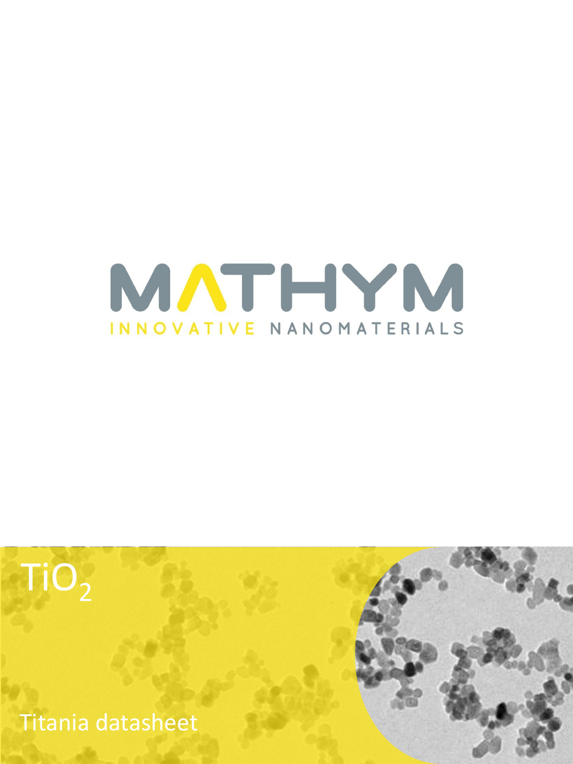MATHYM

INNOVATIVE NANOMATERIALS

# $TiO_2$

Titania datasheet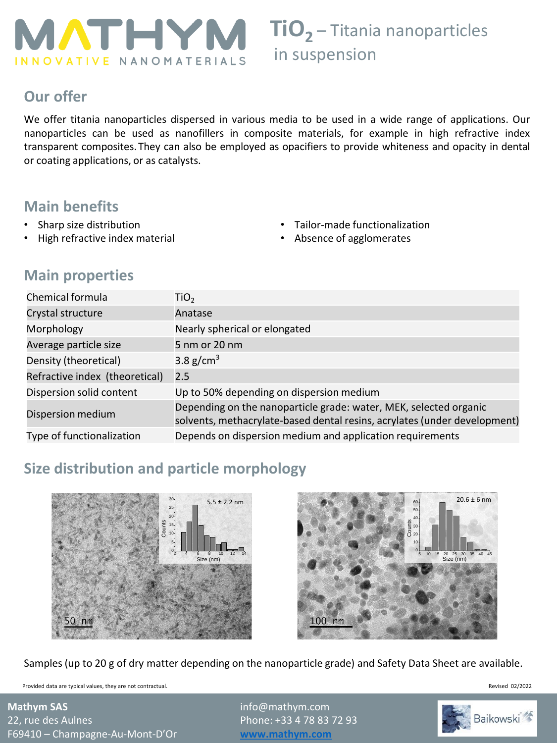# MATHYM

INNOVATIVE NANOMATERIALS

# $TiO_2$ – Titania nanoparticles in suspension

## Our offer

We offer titania nanoparticles dispersed in various media to be used in a wide range of applications. Our nanoparticles can be used as nanofillers in composite materials, for example in high refractive index transparent composites. They can also be employed as opacifiers to provide whiteness and opacity in dental or coating applications, or as catalysts.

## Main benefits

- Sharp size distribution
- High refractive index material
- Tailor-made functionalization
- Absence of agglomerates

## Main properties

| | |
|---|---|
| Chemical formula | $TiO_2$ |
| Crystal structure | Anatase |
| Morphology | Nearly spherical or elongated |
| Average particle size | 5 nm or 20 nm |
| Density (theoretical) | 3.8 g/cm$^3$ |
| Refractive index (theoretical) | 2.5 |
| Dispersion solid content | Up to 50% depending on dispersion medium |
| Dispersion medium | Depending on the nanoparticle grade: water, MEK, selected organic solvents, methacrylate-based dental resins, acrylates (under development) |
| Type of functionalization | Depends on dispersion medium and application requirements |

## Size distribution and particle morphology

5.5 ± 2.2 nm

Counts

Size (nm)

50 nm

20.6 ± 6 nm

Counts

Size (nm)

100 nm

Samples (up to 20 g of dry matter depending on the nanoparticle grade) and Safety Data Sheet are available.

Provided data are typical values, they are not contractual.

Revised 02/2022

**Mathym SAS**
22, rue des Aulnes
F69410 – Champagne-Au-Mont-D'Or

info@mathym.com
Phone: +33 4 78 83 72 93
www.mathym.com

Baikowski